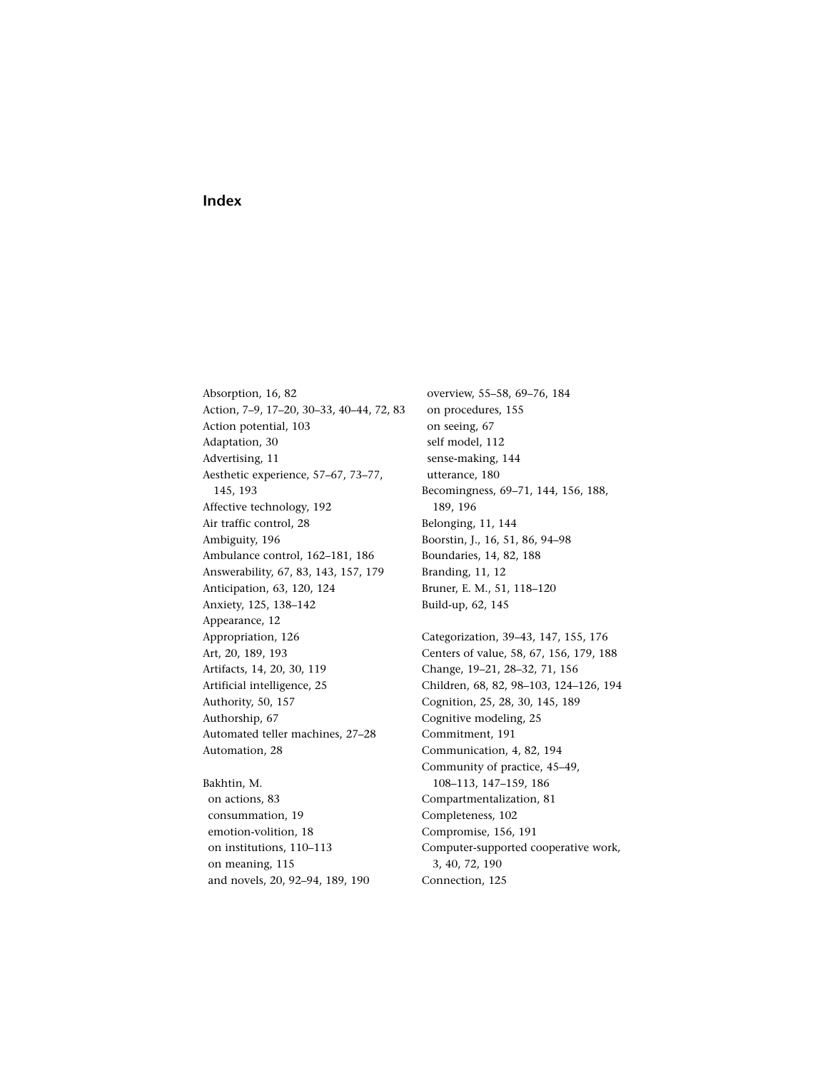# Index

Absorption, 16, 82
Action, 7–9, 17–20, 30–33, 40–44, 72, 83
Action potential, 103
Adaptation, 30
Advertising, 11
Aesthetic experience, 57–67, 73–77, 145, 193
Affective technology, 192
Air traffic control, 28
Ambiguity, 196
Ambulance control, 162–181, 186
Answerability, 67, 83, 143, 157, 179
Anticipation, 63, 120, 124
Anxiety, 125, 138–142
Appearance, 12
Appropriation, 126
Art, 20, 189, 193
Artifacts, 14, 20, 30, 119
Artificial intelligence, 25
Authority, 50, 157
Authorship, 67
Automated teller machines, 27–28
Automation, 28

Bakhtin, M.
- on actions, 83
- consummation, 19
- emotion-volition, 18
- on institutions, 110–113
- on meaning, 115
- and novels, 20, 92–94, 189, 190
- overview, 55–58, 69–76, 184
- on procedures, 155
- on seeing, 67
- self model, 112
- sense-making, 144
- utterance, 180

Becomingness, 69–71, 144, 156, 188, 189, 196
Belonging, 11, 144
Boorstin, J., 16, 51, 86, 94–98
Boundaries, 14, 82, 188
Branding, 11, 12
Bruner, E. M., 51, 118–120
Build-up, 62, 145

Categorization, 39–43, 147, 155, 176
Centers of value, 58, 67, 156, 179, 188
Change, 19–21, 28–32, 71, 156
Children, 68, 82, 98–103, 124–126, 194
Cognition, 25, 28, 30, 145, 189
Cognitive modeling, 25
Commitment, 191
Communication, 4, 82, 194
Community of practice, 45–49, 108–113, 147–159, 186
Compartmentalization, 81
Completeness, 102
Compromise, 156, 191
Computer-supported cooperative work, 3, 40, 72, 190
Connection, 125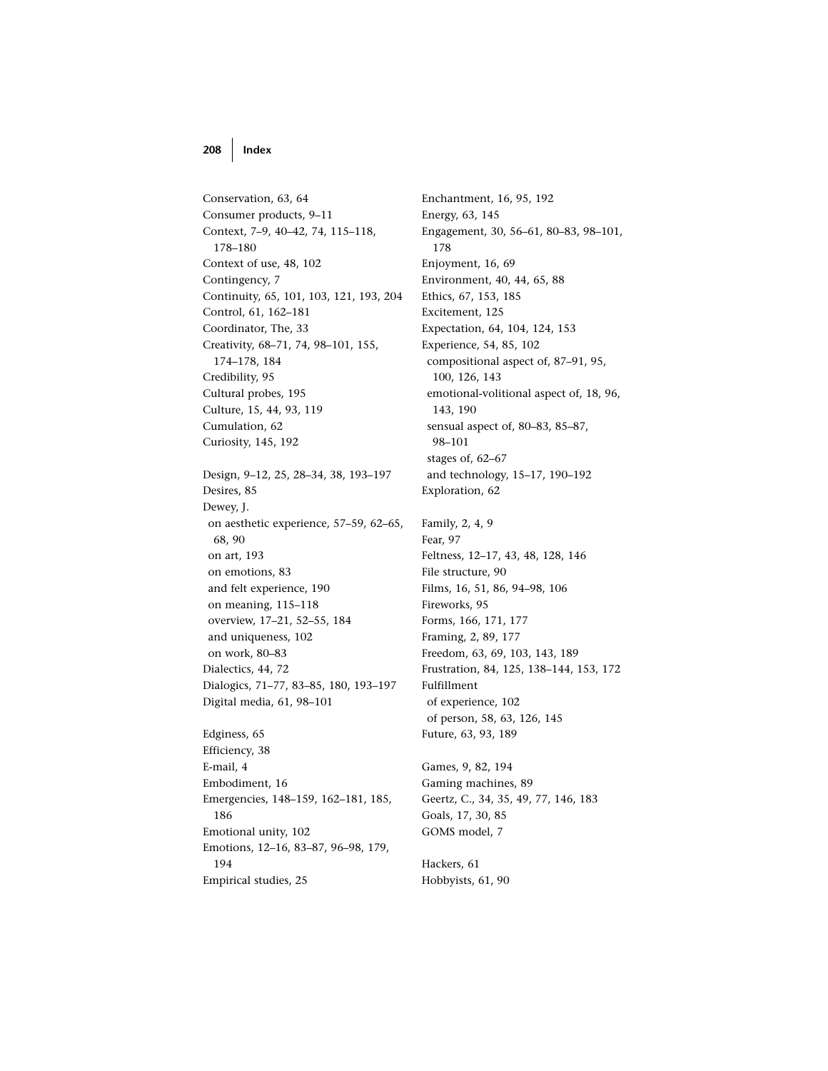Conservation, 63, 64
Consumer products, 9–11
Context, 7–9, 40–42, 74, 115–118, 178–180
Context of use, 48, 102
Contingency, 7
Continuity, 65, 101, 103, 121, 193, 204
Control, 61, 162–181
Coordinator, The, 33
Creativity, 68–71, 74, 98–101, 155, 174–178, 184
Credibility, 95
Cultural probes, 195
Culture, 15, 44, 93, 119
Cumulation, 62
Curiosity, 145, 192

Design, 9–12, 25, 28–34, 38, 193–197
Desires, 85
Dewey, J.
- on aesthetic experience, 57–59, 62–65, 68, 90
- on art, 193
- on emotions, 83
- and felt experience, 190
- on meaning, 115–118
- overview, 17–21, 52–55, 184
- and uniqueness, 102
- on work, 80–83

Dialectics, 44, 72
Dialogics, 71–77, 83–85, 180, 193–197
Digital media, 61, 98–101

Edginess, 65
Efficiency, 38
E-mail, 4
Embodiment, 16
Emergencies, 148–159, 162–181, 185, 186
Emotional unity, 102
Emotions, 12–16, 83–87, 96–98, 179, 194
Empirical studies, 25

Enchantment, 16, 95, 192
Energy, 63, 145
Engagement, 30, 56–61, 80–83, 98–101, 178
Enjoyment, 16, 69
Environment, 40, 44, 65, 88
Ethics, 67, 153, 185
Excitement, 125
Expectation, 64, 104, 124, 153
Experience, 54, 85, 102
- compositional aspect of, 87–91, 95, 100, 126, 143
- emotional-volitional aspect of, 18, 96, 143, 190
- sensual aspect of, 80–83, 85–87, 98–101
- stages of, 62–67
- and technology, 15–17, 190–192

Exploration, 62

Family, 2, 4, 9
Fear, 97
Feltness, 12–17, 43, 48, 128, 146
File structure, 90
Films, 16, 51, 86, 94–98, 106
Fireworks, 95
Forms, 166, 171, 177
Framing, 2, 89, 177
Freedom, 63, 69, 103, 143, 189
Frustration, 84, 125, 138–144, 153, 172
Fulfillment
- of experience, 102
- of person, 58, 63, 126, 145

Future, 63, 93, 189

Games, 9, 82, 194
Gaming machines, 89
Geertz, C., 34, 35, 49, 77, 146, 183
Goals, 17, 30, 85
GOMS model, 7

Hackers, 61
Hobbyists, 61, 90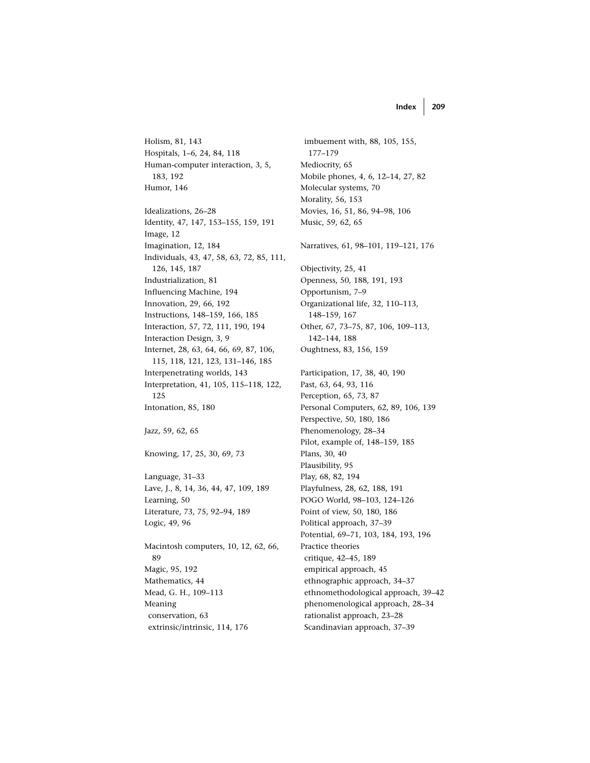Holism, 81, 143
Hospitals, 1–6, 24, 84, 118
Human-computer interaction, 3, 5, 183, 192
Humor, 146

Idealizations, 26–28
Identity, 47, 147, 153–155, 159, 191
Image, 12
Imagination, 12, 184
Individuals, 43, 47, 58, 63, 72, 85, 111, 126, 145, 187
Industrialization, 81
Influencing Machine, 194
Innovation, 29, 66, 192
Instructions, 148–159, 166, 185
Interaction, 57, 72, 111, 190, 194
Interaction Design, 3, 9
Internet, 28, 63, 64, 66, 69, 87, 106, 115, 118, 121, 123, 131–146, 185
Interpenetrating worlds, 143
Interpretation, 41, 105, 115–118, 122, 125
Intonation, 85, 180

Jazz, 59, 62, 65

Knowing, 17, 25, 30, 69, 73

Language, 31–33
Lave, J., 8, 14, 36, 44, 47, 109, 189
Learning, 50
Literature, 73, 75, 92–94, 189
Logic, 49, 96

Macintosh computers, 10, 12, 62, 66, 89
Magic, 95, 192
Mathematics, 44
Mead, G. H., 109–113
Meaning
- conservation, 63
- extrinsic/intrinsic, 114, 176
- imbuement with, 88, 105, 155, 177–179

Mediocrity, 65
Mobile phones, 4, 6, 12–14, 27, 82
Molecular systems, 70
Morality, 56, 153
Movies, 16, 51, 86, 94–98, 106
Music, 59, 62, 65

Narratives, 61, 98–101, 119–121, 176

Objectivity, 25, 41
Openness, 50, 188, 191, 193
Opportunism, 7–9
Organizational life, 32, 110–113, 148–159, 167
Other, 67, 73–75, 87, 106, 109–113, 142–144, 188
Oughtness, 83, 156, 159

Participation, 17, 38, 40, 190
Past, 63, 64, 93, 116
Perception, 65, 73, 87
Personal Computers, 62, 89, 106, 139
Perspective, 50, 180, 186
Phenomenology, 28–34
Pilot, example of, 148–159, 185
Plans, 30, 40
Plausibility, 95
Play, 68, 82, 194
Playfulness, 28, 62, 188, 191
POGO World, 98–103, 124–126
Point of view, 50, 180, 186
Political approach, 37–39
Potential, 69–71, 103, 184, 193, 196
Practice theories
- critique, 42–45, 189
- empirical approach, 45
- ethnographic approach, 34–37
- ethnomethodological approach, 39–42
- phenomenological approach, 28–34
- rationalist approach, 23–28
- Scandinavian approach, 37–39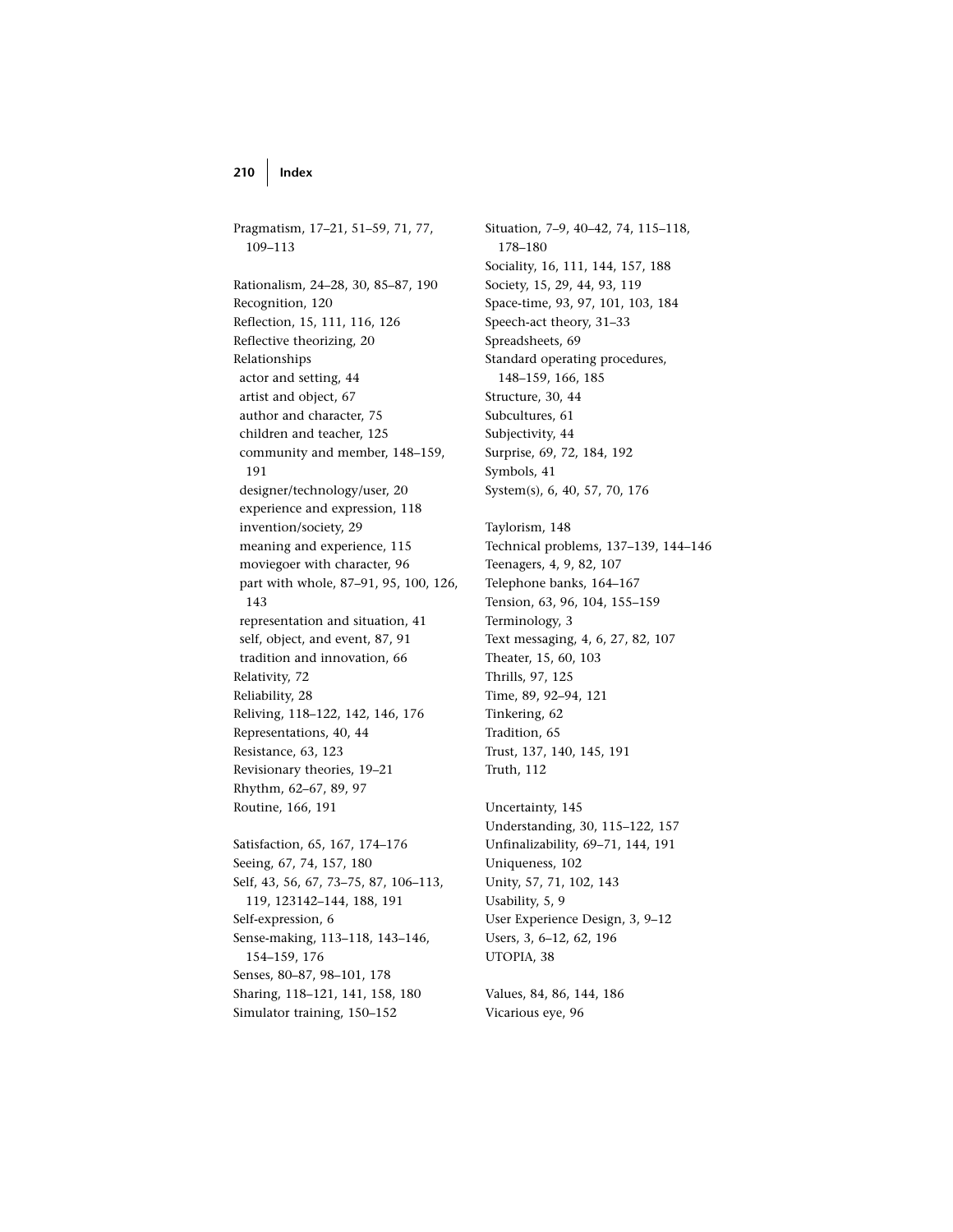Pragmatism, 17–21, 51–59, 71, 77, 109–113

Rationalism, 24–28, 30, 85–87, 190
Recognition, 120
Reflection, 15, 111, 116, 126
Reflective theorizing, 20
Relationships
- actor and setting, 44
- artist and object, 67
- author and character, 75
- children and teacher, 125
- community and member, 148–159, 191
- designer/technology/user, 20
- experience and expression, 118
- invention/society, 29
- meaning and experience, 115
- moviegoer with character, 96
- part with whole, 87–91, 95, 100, 126, 143
- representation and situation, 41
- self, object, and event, 87, 91
- tradition and innovation, 66

Relativity, 72
Reliability, 28
Reliving, 118–122, 142, 146, 176
Representations, 40, 44
Resistance, 63, 123
Revisionary theories, 19–21
Rhythm, 62–67, 89, 97
Routine, 166, 191

Satisfaction, 65, 167, 174–176
Seeing, 67, 74, 157, 180
Self, 43, 56, 67, 73–75, 87, 106–113, 119, 123142–144, 188, 191
Self-expression, 6
Sense-making, 113–118, 143–146, 154–159, 176
Senses, 80–87, 98–101, 178
Sharing, 118–121, 141, 158, 180
Simulator training, 150–152
Situation, 7–9, 40–42, 74, 115–118, 178–180
Sociality, 16, 111, 144, 157, 188
Society, 15, 29, 44, 93, 119
Space-time, 93, 97, 101, 103, 184
Speech-act theory, 31–33
Spreadsheets, 69
Standard operating procedures, 148–159, 166, 185
Structure, 30, 44
Subcultures, 61
Subjectivity, 44
Surprise, 69, 72, 184, 192
Symbols, 41
System(s), 6, 40, 57, 70, 176

Taylorism, 148
Technical problems, 137–139, 144–146
Teenagers, 4, 9, 82, 107
Telephone banks, 164–167
Tension, 63, 96, 104, 155–159
Terminology, 3
Text messaging, 4, 6, 27, 82, 107
Theater, 15, 60, 103
Thrills, 97, 125
Time, 89, 92–94, 121
Tinkering, 62
Tradition, 65
Trust, 137, 140, 145, 191
Truth, 112

Uncertainty, 145
Understanding, 30, 115–122, 157
Unfinalizability, 69–71, 144, 191
Uniqueness, 102
Unity, 57, 71, 102, 143
Usability, 5, 9
User Experience Design, 3, 9–12
Users, 3, 6–12, 62, 196
UTOPIA, 38

Values, 84, 86, 144, 186
Vicarious eye, 96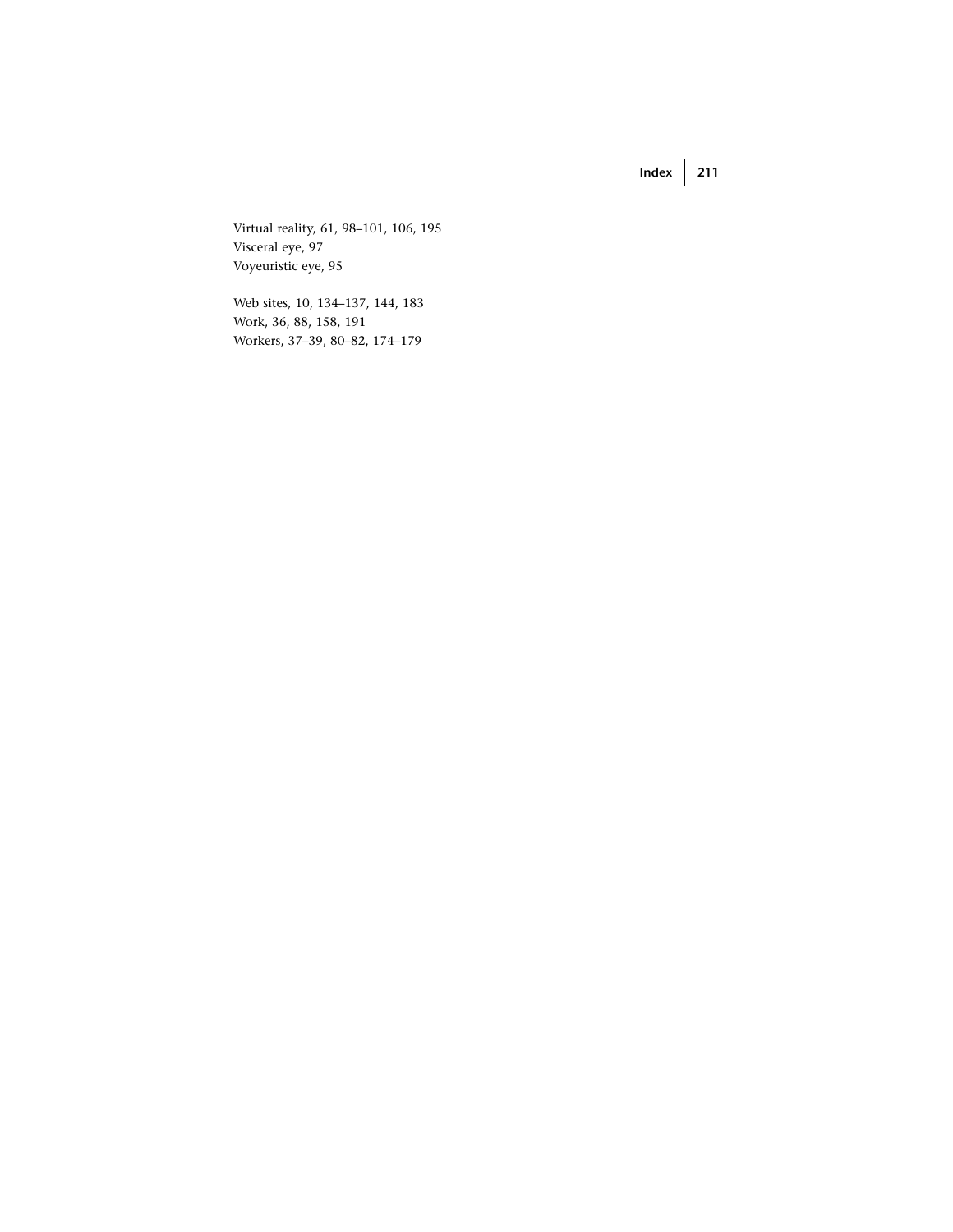Virtual reality, 61, 98–101, 106, 195
Visceral eye, 97
Voyeuristic eye, 95

Web sites, 10, 134–137, 144, 183
Work, 36, 88, 158, 191
Workers, 37–39, 80–82, 174–179